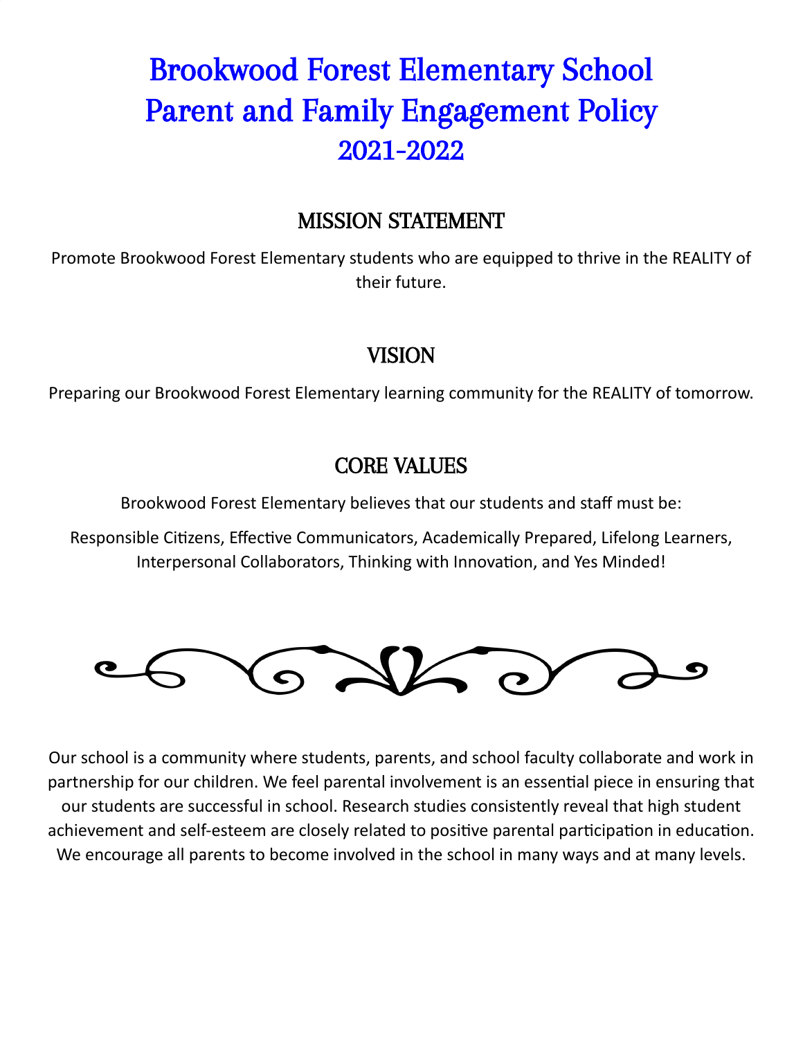# Brookwood Forest Elementary School
# Parent and Family Engagement Policy
# 2021-2022

## MISSION STATEMENT

Promote Brookwood Forest Elementary students who are equipped to thrive in the REALITY of their future.

## VISION

Preparing our Brookwood Forest Elementary learning community for the REALITY of tomorrow.

## CORE VALUES

Brookwood Forest Elementary believes that our students and staff must be:

Responsible Citizens, Effective Communicators, Academically Prepared, Lifelong Learners, Interpersonal Collaborators, Thinking with Innovation, and Yes Minded!

Our school is a community where students, parents, and school faculty collaborate and work in partnership for our children. We feel parental involvement is an essential piece in ensuring that our students are successful in school. Research studies consistently reveal that high student achievement and self-esteem are closely related to positive parental participation in education. We encourage all parents to become involved in the school in many ways and at many levels.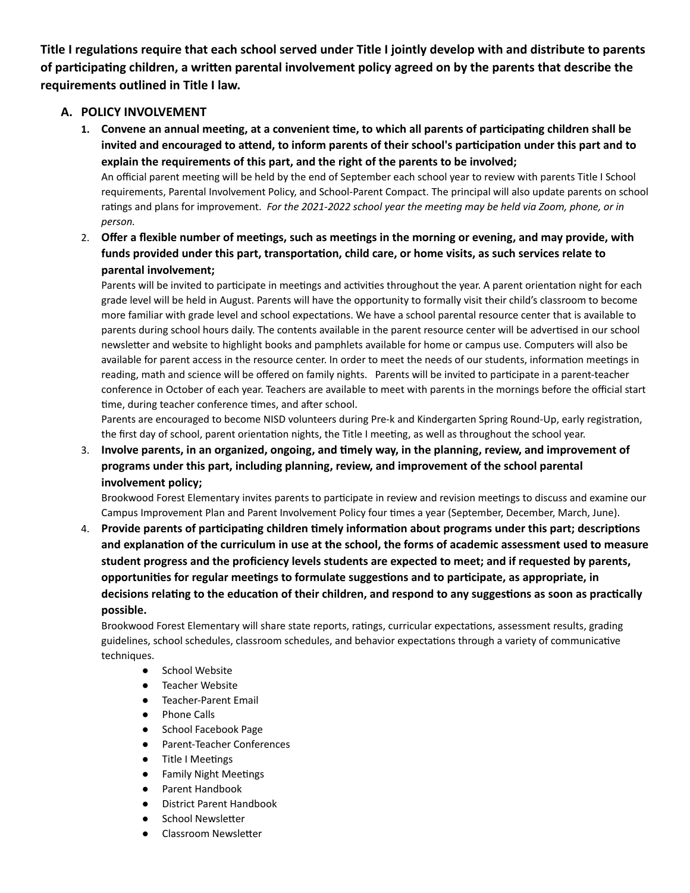**Title I regulations require that each school served under Title I jointly develop with and distribute to parents of participating children, a written parental involvement policy agreed on by the parents that describe the requirements outlined in Title I law.**

## A. POLICY INVOLVEMENT

1. **Convene an annual meeting, at a convenient time, to which all parents of participating children shall be invited and encouraged to attend, to inform parents of their school's participation under this part and to explain the requirements of this part, and the right of the parents to be involved;**

   An official parent meeting will be held by the end of September each school year to review with parents Title I School requirements, Parental Involvement Policy, and School-Parent Compact. The principal will also update parents on school ratings and plans for improvement. *For the 2021-2022 school year the meeting may be held via Zoom, phone, or in person.*

2. **Offer a flexible number of meetings, such as meetings in the morning or evening, and may provide, with funds provided under this part, transportation, child care, or home visits, as such services relate to parental involvement;**

   Parents will be invited to participate in meetings and activities throughout the year. A parent orientation night for each grade level will be held in August. Parents will have the opportunity to formally visit their child's classroom to become more familiar with grade level and school expectations. We have a school parental resource center that is available to parents during school hours daily. The contents available in the parent resource center will be advertised in our school newsletter and website to highlight books and pamphlets available for home or campus use. Computers will also be available for parent access in the resource center. In order to meet the needs of our students, information meetings in reading, math and science will be offered on family nights. Parents will be invited to participate in a parent-teacher conference in October of each year. Teachers are available to meet with parents in the mornings before the official start time, during teacher conference times, and after school.

   Parents are encouraged to become NISD volunteers during Pre-k and Kindergarten Spring Round-Up, early registration, the first day of school, parent orientation nights, the Title I meeting, as well as throughout the school year.

3. **Involve parents, in an organized, ongoing, and timely way, in the planning, review, and improvement of programs under this part, including planning, review, and improvement of the school parental involvement policy;**

   Brookwood Forest Elementary invites parents to participate in review and revision meetings to discuss and examine our Campus Improvement Plan and Parent Involvement Policy four times a year (September, December, March, June).

4. **Provide parents of participating children timely information about programs under this part; descriptions and explanation of the curriculum in use at the school, the forms of academic assessment used to measure student progress and the proficiency levels students are expected to meet; and if requested by parents, opportunities for regular meetings to formulate suggestions and to participate, as appropriate, in decisions relating to the education of their children, and respond to any suggestions as soon as practically possible.**

   Brookwood Forest Elementary will share state reports, ratings, curricular expectations, assessment results, grading guidelines, school schedules, classroom schedules, and behavior expectations through a variety of communicative techniques.

   - School Website
   - Teacher Website
   - Teacher-Parent Email
   - Phone Calls
   - School Facebook Page
   - Parent-Teacher Conferences
   - Title I Meetings
   - Family Night Meetings
   - Parent Handbook
   - District Parent Handbook
   - School Newsletter
   - Classroom Newsletter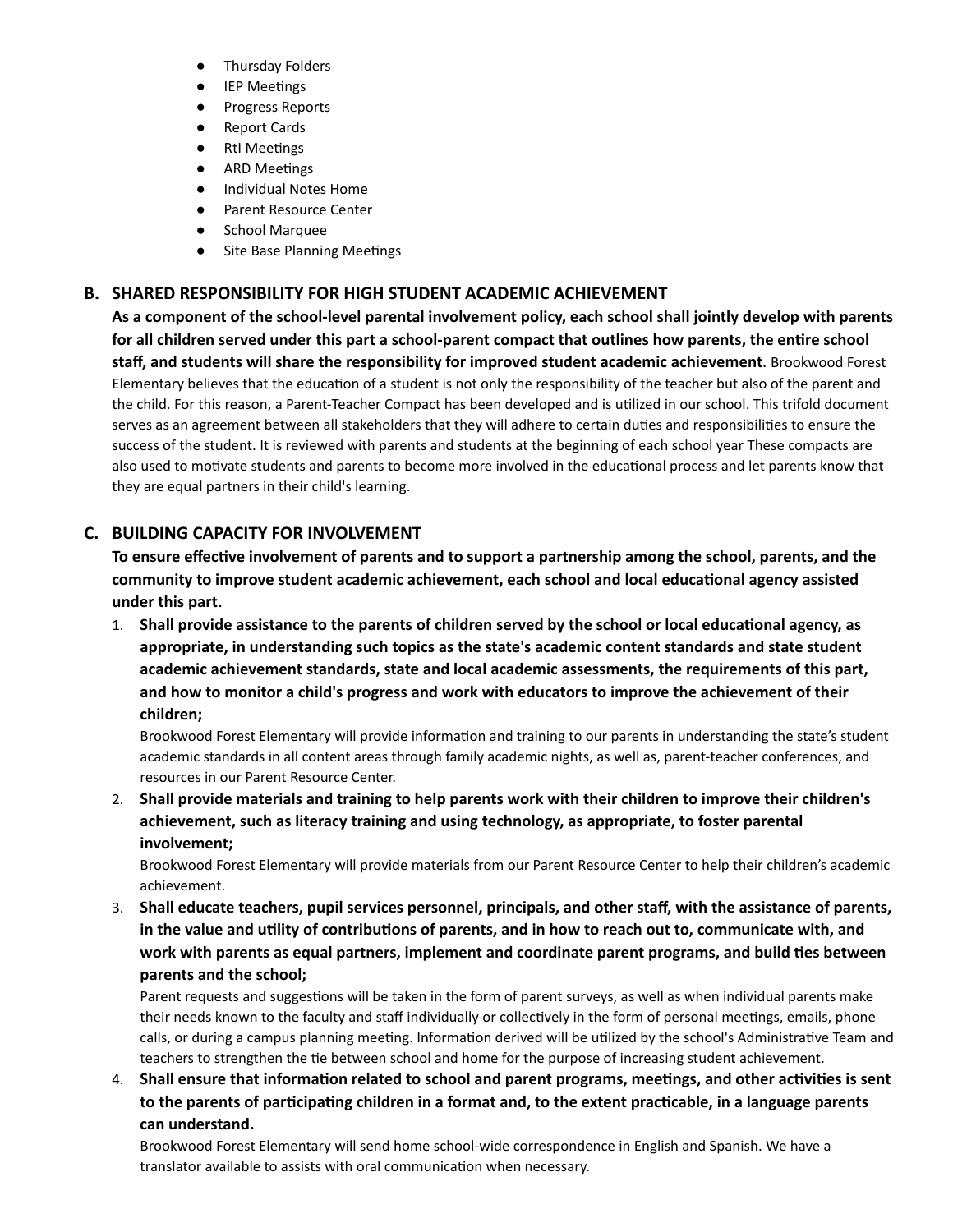- Thursday Folders
- IEP Meetings
- Progress Reports
- Report Cards
- RtI Meetings
- ARD Meetings
- Individual Notes Home
- Parent Resource Center
- School Marquee
- Site Base Planning Meetings

## B. SHARED RESPONSIBILITY FOR HIGH STUDENT ACADEMIC ACHIEVEMENT

**As a component of the school-level parental involvement policy, each school shall jointly develop with parents for all children served under this part a school-parent compact that outlines how parents, the entire school staff, and students will share the responsibility for improved student academic achievement**. Brookwood Forest Elementary believes that the education of a student is not only the responsibility of the teacher but also of the parent and the child. For this reason, a Parent-Teacher Compact has been developed and is utilized in our school. This trifold document serves as an agreement between all stakeholders that they will adhere to certain duties and responsibilities to ensure the success of the student. It is reviewed with parents and students at the beginning of each school year These compacts are also used to motivate students and parents to become more involved in the educational process and let parents know that they are equal partners in their child's learning.

## C. BUILDING CAPACITY FOR INVOLVEMENT

**To ensure effective involvement of parents and to support a partnership among the school, parents, and the community to improve student academic achievement, each school and local educational agency assisted under this part.**

1. **Shall provide assistance to the parents of children served by the school or local educational agency, as appropriate, in understanding such topics as the state's academic content standards and state student academic achievement standards, state and local academic assessments, the requirements of this part, and how to monitor a child's progress and work with educators to improve the achievement of their children;**
   Brookwood Forest Elementary will provide information and training to our parents in understanding the state's student academic standards in all content areas through family academic nights, as well as, parent-teacher conferences, and resources in our Parent Resource Center.
2. **Shall provide materials and training to help parents work with their children to improve their children's achievement, such as literacy training and using technology, as appropriate, to foster parental involvement;**
   Brookwood Forest Elementary will provide materials from our Parent Resource Center to help their children's academic achievement.
3. **Shall educate teachers, pupil services personnel, principals, and other staff, with the assistance of parents, in the value and utility of contributions of parents, and in how to reach out to, communicate with, and work with parents as equal partners, implement and coordinate parent programs, and build ties between parents and the school;**
   Parent requests and suggestions will be taken in the form of parent surveys, as well as when individual parents make their needs known to the faculty and staff individually or collectively in the form of personal meetings, emails, phone calls, or during a campus planning meeting. Information derived will be utilized by the school's Administrative Team and teachers to strengthen the tie between school and home for the purpose of increasing student achievement.
4. **Shall ensure that information related to school and parent programs, meetings, and other activities is sent to the parents of participating children in a format and, to the extent practicable, in a language parents can understand.**
   Brookwood Forest Elementary will send home school-wide correspondence in English and Spanish. We have a translator available to assists with oral communication when necessary.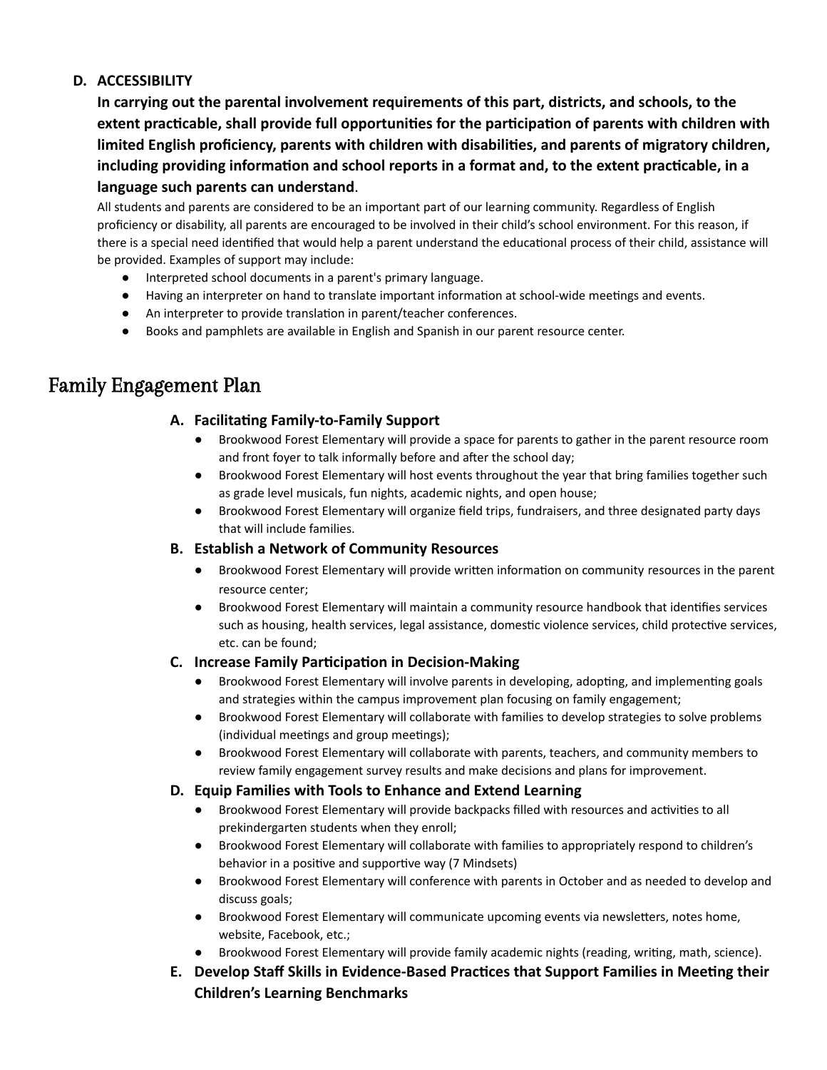**D. ACCESSIBILITY**

**In carrying out the parental involvement requirements of this part, districts, and schools, to the extent practicable, shall provide full opportunities for the participation of parents with children with limited English proficiency, parents with children with disabilities, and parents of migratory children, including providing information and school reports in a format and, to the extent practicable, in a language such parents can understand**.

All students and parents are considered to be an important part of our learning community. Regardless of English proficiency or disability, all parents are encouraged to be involved in their child's school environment. For this reason, if there is a special need identified that would help a parent understand the educational process of their child, assistance will be provided. Examples of support may include:

- Interpreted school documents in a parent's primary language.
- Having an interpreter on hand to translate important information at school-wide meetings and events.
- An interpreter to provide translation in parent/teacher conferences.
- Books and pamphlets are available in English and Spanish in our parent resource center.

# Family Engagement Plan

**A. Facilitating Family-to-Family Support**

- Brookwood Forest Elementary will provide a space for parents to gather in the parent resource room and front foyer to talk informally before and after the school day;
- Brookwood Forest Elementary will host events throughout the year that bring families together such as grade level musicals, fun nights, academic nights, and open house;
- Brookwood Forest Elementary will organize field trips, fundraisers, and three designated party days that will include families.

**B. Establish a Network of Community Resources**

- Brookwood Forest Elementary will provide written information on community resources in the parent resource center;
- Brookwood Forest Elementary will maintain a community resource handbook that identifies services such as housing, health services, legal assistance, domestic violence services, child protective services, etc. can be found;

**C. Increase Family Participation in Decision-Making**

- Brookwood Forest Elementary will involve parents in developing, adopting, and implementing goals and strategies within the campus improvement plan focusing on family engagement;
- Brookwood Forest Elementary will collaborate with families to develop strategies to solve problems (individual meetings and group meetings);
- Brookwood Forest Elementary will collaborate with parents, teachers, and community members to review family engagement survey results and make decisions and plans for improvement.

**D. Equip Families with Tools to Enhance and Extend Learning**

- Brookwood Forest Elementary will provide backpacks filled with resources and activities to all prekindergarten students when they enroll;
- Brookwood Forest Elementary will collaborate with families to appropriately respond to children's behavior in a positive and supportive way (7 Mindsets)
- Brookwood Forest Elementary will conference with parents in October and as needed to develop and discuss goals;
- Brookwood Forest Elementary will communicate upcoming events via newsletters, notes home, website, Facebook, etc.;
- Brookwood Forest Elementary will provide family academic nights (reading, writing, math, science).

**E. Develop Staff Skills in Evidence-Based Practices that Support Families in Meeting their Children's Learning Benchmarks**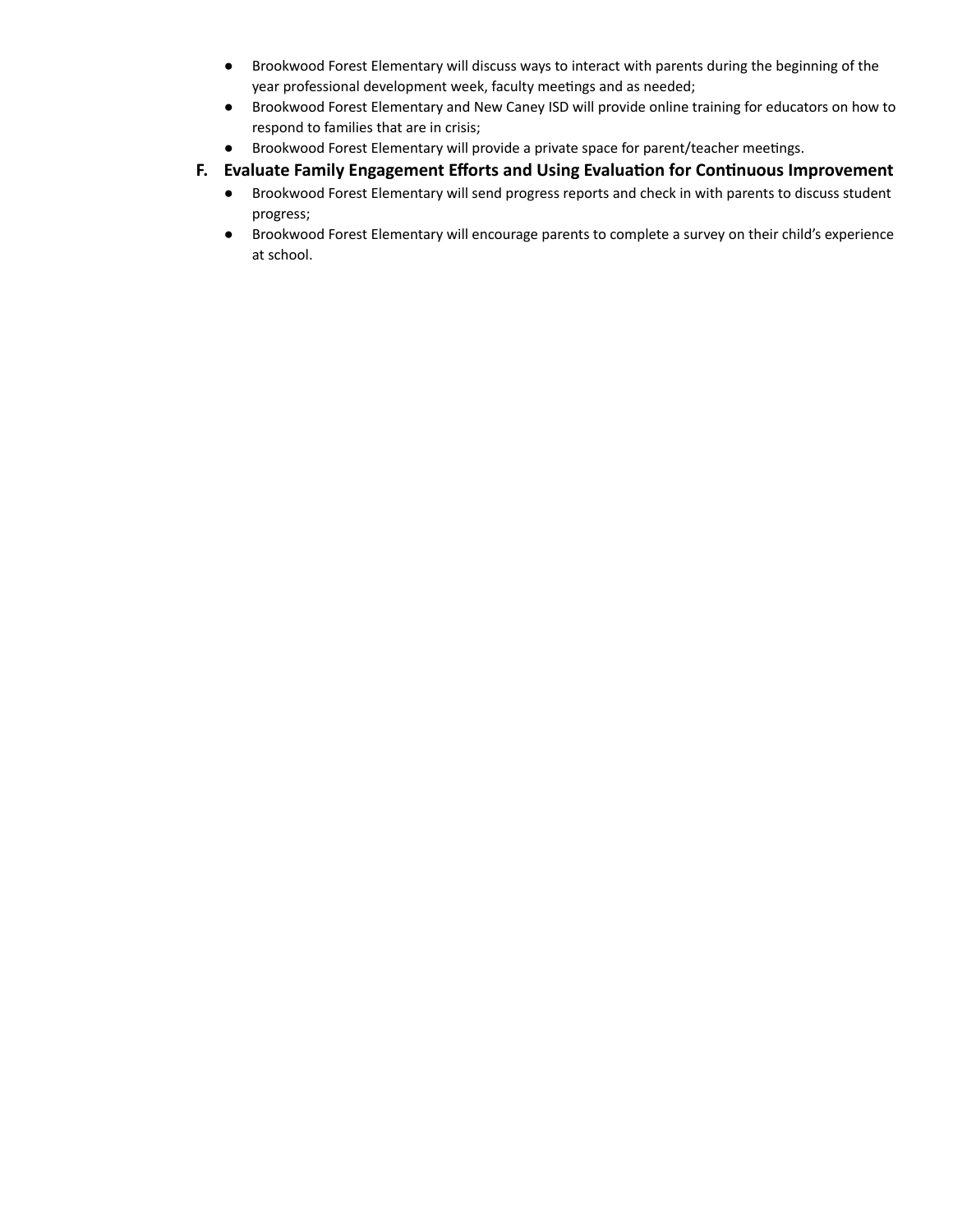- Brookwood Forest Elementary will discuss ways to interact with parents during the beginning of the year professional development week, faculty meetings and as needed;
- Brookwood Forest Elementary and New Caney ISD will provide online training for educators on how to respond to families that are in crisis;
- Brookwood Forest Elementary will provide a private space for parent/teacher meetings.

**F. Evaluate Family Engagement Efforts and Using Evaluation for Continuous Improvement**

- Brookwood Forest Elementary will send progress reports and check in with parents to discuss student progress;
- Brookwood Forest Elementary will encourage parents to complete a survey on their child's experience at school.